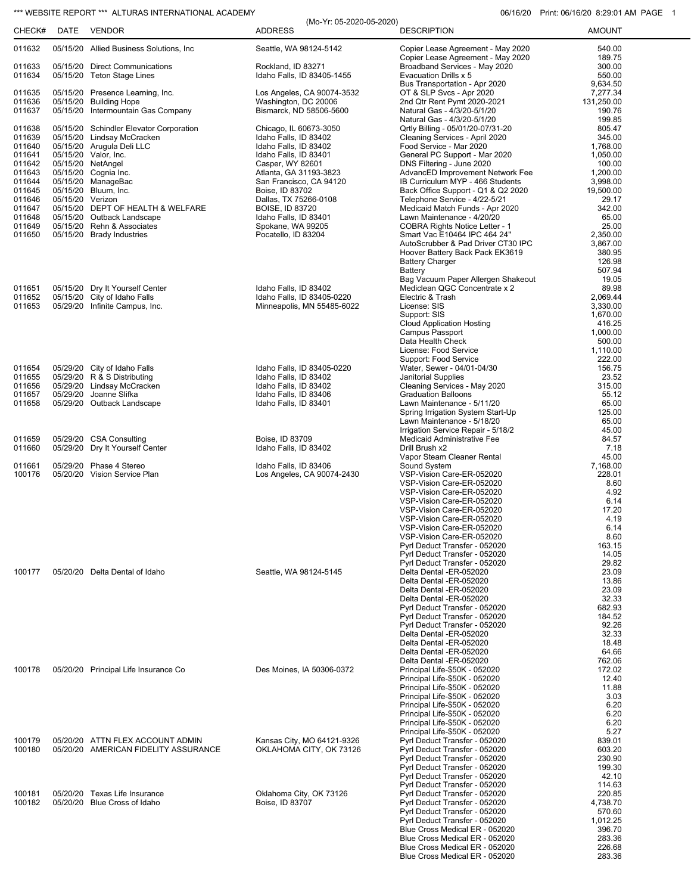\*\*\* WEBSITE REPORT \*\*\* ALTURAS INTERNATIONAL ACADEMY

06/16/20 Print: 06/16/20 8:29:01 AM PAGE 1

(Mo-Yr: 05-2020-05-2020)

| CHECK# | DATE | VENDOR | ADDRESS | DESCRIPTION | AMOUNT |
|---|---|---|---|---|---|
| 011632 | 05/15/20 | Allied Business Solutions, Inc | Seattle, WA 98124-5142 | Copier Lease Agreement - May 2020 | 540.00 |
| | | | | Copier Lease Agreement - May 2020 | 189.75 |
| 011633 | 05/15/20 | Direct Communications | Rockland, ID 83271 | Broadband Services - May 2020 | 300.00 |
| 011634 | 05/15/20 | Teton Stage Lines | Idaho Falls, ID 83405-1455 | Evacuation Drills x 5 | 550.00 |
| | | | | Bus Transportation - Apr 2020 | 9,634.50 |
| 011635 | 05/15/20 | Presence Learning, Inc. | Los Angeles, CA 90074-3532 | OT & SLP Svcs - Apr 2020 | 7,277.34 |
| 011636 | 05/15/20 | Building Hope | Washington, DC 20006 | 2nd Qtr Rent Pymt 2020-2021 | 131,250.00 |
| 011637 | 05/15/20 | Intermountain Gas Company | Bismarck, ND 58506-5600 | Natural Gas - 4/3/20-5/1/20 | 190.76 |
| | | | | Natural Gas - 4/3/20-5/1/20 | 199.85 |
| 011638 | 05/15/20 | Schindler Elevator Corporation | Chicago, IL 60673-3050 | Qrtly Billing - 05/01/20-07/31-20 | 805.47 |
| 011639 | 05/15/20 | Lindsay McCracken | Idaho Falls, ID 83402 | Cleaning Services - April 2020 | 345.00 |
| 011640 | 05/15/20 | Arugula Deli LLC | Idaho Falls, ID 83402 | Food Service - Mar 2020 | 1,768.00 |
| 011641 | 05/15/20 | Valor, Inc. | Idaho Falls, ID 83401 | General PC Support - Mar 2020 | 1,050.00 |
| 011642 | 05/15/20 | NetAngel | Casper, WY 82601 | DNS Filtering - June 2020 | 100.00 |
| 011643 | 05/15/20 | Cognia Inc. | Atlanta, GA 31193-3823 | AdvancED Improvement Network Fee | 1,200.00 |
| 011644 | 05/15/20 | ManageBac | San Francisco, CA 94120 | IB Curriculum MYP - 466 Students | 3,998.00 |
| 011645 | 05/15/20 | Bluum, Inc. | Boise, ID 83702 | Back Office Support - Q1 & Q2 2020 | 19,500.00 |
| 011646 | 05/15/20 | Verizon | Dallas, TX 75266-0108 | Telephone Service - 4/22-5/21 | 29.17 |
| 011647 | 05/15/20 | DEPT OF HEALTH & WELFARE | BOISE, ID 83720 | Medicaid Match Funds - Apr 2020 | 342.00 |
| 011648 | 05/15/20 | Outback Landscape | Idaho Falls, ID 83401 | Lawn Maintenance - 4/20/20 | 65.00 |
| 011649 | 05/15/20 | Rehn & Associates | Spokane, WA 99205 | COBRA Rights Notice Letter - 1 | 25.00 |
| 011650 | 05/15/20 | Brady Industries | Pocatello, ID 83204 | Smart Vac E10464 IPC 464 24" | 2,350.00 |
| | | | | AutoScrubber & Pad Driver CT30 IPC | 3,867.00 |
| | | | | Hoover Battery Back Pack EK3619 | 380.95 |
| | | | | Battery Charger | 126.98 |
| | | | | Battery | 507.94 |
| | | | | Bag Vacuum Paper Allergen Shakeout | 19.05 |
| 011651 | 05/15/20 | Dry It Yourself Center | Idaho Falls, ID 83402 | Mediclean QGC Concentrate x 2 | 89.98 |
| 011652 | 05/15/20 | City of Idaho Falls | Idaho Falls, ID 83405-0220 | Electric & Trash | 2,069.44 |
| 011653 | 05/29/20 | Infinite Campus, Inc. | Minneapolis, MN 55485-6022 | License: SIS | 3,330.00 |
| | | | | Support: SIS | 1,670.00 |
| | | | | Cloud Application Hosting | 416.25 |
| | | | | Campus Passport | 1,000.00 |
| | | | | Data Health Check | 500.00 |
| | | | | License: Food Service | 1,110.00 |
| | | | | Support: Food Service | 222.00 |
| 011654 | 05/29/20 | City of Idaho Falls | Idaho Falls, ID 83405-0220 | Water, Sewer - 04/01-04/30 | 156.75 |
| 011655 | 05/29/20 | R & S Distributing | Idaho Falls, ID 83402 | Janitorial Supplies | 23.52 |
| 011656 | 05/29/20 | Lindsay McCracken | Idaho Falls, ID 83402 | Cleaning Services - May 2020 | 315.00 |
| 011657 | 05/29/20 | Joanne Slifka | Idaho Falls, ID 83406 | Graduation Balloons | 55.12 |
| 011658 | 05/29/20 | Outback Landscape | Idaho Falls, ID 83401 | Lawn Maintenance - 5/11/20 | 65.00 |
| | | | | Spring Irrigation System Start-Up | 125.00 |
| | | | | Lawn Maintenance - 5/18/20 | 65.00 |
| | | | | Irrigation Service Repair - 5/18/2 | 45.00 |
| 011659 | 05/29/20 | CSA Consulting | Boise, ID 83709 | Medicaid Administrative Fee | 84.57 |
| 011660 | 05/29/20 | Dry It Yourself Center | Idaho Falls, ID 83402 | Drill Brush x2 | 7.18 |
| | | | | Vapor Steam Cleaner Rental | 45.00 |
| 011661 | 05/29/20 | Phase 4 Stereo | Idaho Falls, ID 83406 | Sound System | 7,168.00 |
| 100176 | 05/20/20 | Vision Service Plan | Los Angeles, CA 90074-2430 | VSP-Vision Care-ER-052020 | 228.01 |
| | | | | VSP-Vision Care-ER-052020 | 8.60 |
| | | | | VSP-Vision Care-ER-052020 | 4.92 |
| | | | | VSP-Vision Care-ER-052020 | 6.14 |
| | | | | VSP-Vision Care-ER-052020 | 17.20 |
| | | | | VSP-Vision Care-ER-052020 | 4.19 |
| | | | | VSP-Vision Care-ER-052020 | 6.14 |
| | | | | VSP-Vision Care-ER-052020 | 8.60 |
| | | | | Pyrl Deduct Transfer - 052020 | 163.15 |
| | | | | Pyrl Deduct Transfer - 052020 | 14.05 |
| | | | | Pyrl Deduct Transfer - 052020 | 29.82 |
| 100177 | 05/20/20 | Delta Dental of Idaho | Seattle, WA 98124-5145 | Delta Dental -ER-052020 | 23.09 |
| | | | | Delta Dental -ER-052020 | 13.86 |
| | | | | Delta Dental -ER-052020 | 23.09 |
| | | | | Delta Dental -ER-052020 | 32.33 |
| | | | | Pyrl Deduct Transfer - 052020 | 682.93 |
| | | | | Pyrl Deduct Transfer - 052020 | 184.52 |
| | | | | Pyrl Deduct Transfer - 052020 | 92.26 |
| | | | | Delta Dental -ER-052020 | 32.33 |
| | | | | Delta Dental -ER-052020 | 18.48 |
| | | | | Delta Dental -ER-052020 | 64.66 |
| | | | | Delta Dental -ER-052020 | 762.06 |
| 100178 | 05/20/20 | Principal Life Insurance Co | Des Moines, IA 50306-0372 | Principal Life-$50K - 052020 | 172.02 |
| | | | | Principal Life-$50K - 052020 | 12.40 |
| | | | | Principal Life-$50K - 052020 | 11.88 |
| | | | | Principal Life-$50K - 052020 | 3.03 |
| | | | | Principal Life-$50K - 052020 | 6.20 |
| | | | | Principal Life-$50K - 052020 | 6.20 |
| | | | | Principal Life-$50K - 052020 | 6.20 |
| | | | | Principal Life-$50K - 052020 | 5.27 |
| 100179 | 05/20/20 | ATTN FLEX ACCOUNT ADMIN | Kansas City, MO 64121-9326 | Pyrl Deduct Transfer - 052020 | 839.01 |
| 100180 | 05/20/20 | AMERICAN FIDELITY ASSURANCE | OKLAHOMA CITY, OK 73126 | Pyrl Deduct Transfer - 052020 | 603.20 |
| | | | | Pyrl Deduct Transfer - 052020 | 230.90 |
| | | | | Pyrl Deduct Transfer - 052020 | 199.30 |
| | | | | Pyrl Deduct Transfer - 052020 | 42.10 |
| | | | | Pyrl Deduct Transfer - 052020 | 114.63 |
| 100181 | 05/20/20 | Texas Life Insurance | Oklahoma City, OK 73126 | Pyrl Deduct Transfer - 052020 | 220.85 |
| 100182 | 05/20/20 | Blue Cross of Idaho | Boise, ID 83707 | Pyrl Deduct Transfer - 052020 | 4,738.70 |
| | | | | Pyrl Deduct Transfer - 052020 | 570.60 |
| | | | | Pyrl Deduct Transfer - 052020 | 1,012.25 |
| | | | | Blue Cross Medical ER - 052020 | 396.70 |
| | | | | Blue Cross Medical ER - 052020 | 283.36 |
| | | | | Blue Cross Medical ER - 052020 | 226.68 |
| | | | | Blue Cross Medical ER - 052020 | 283.36 |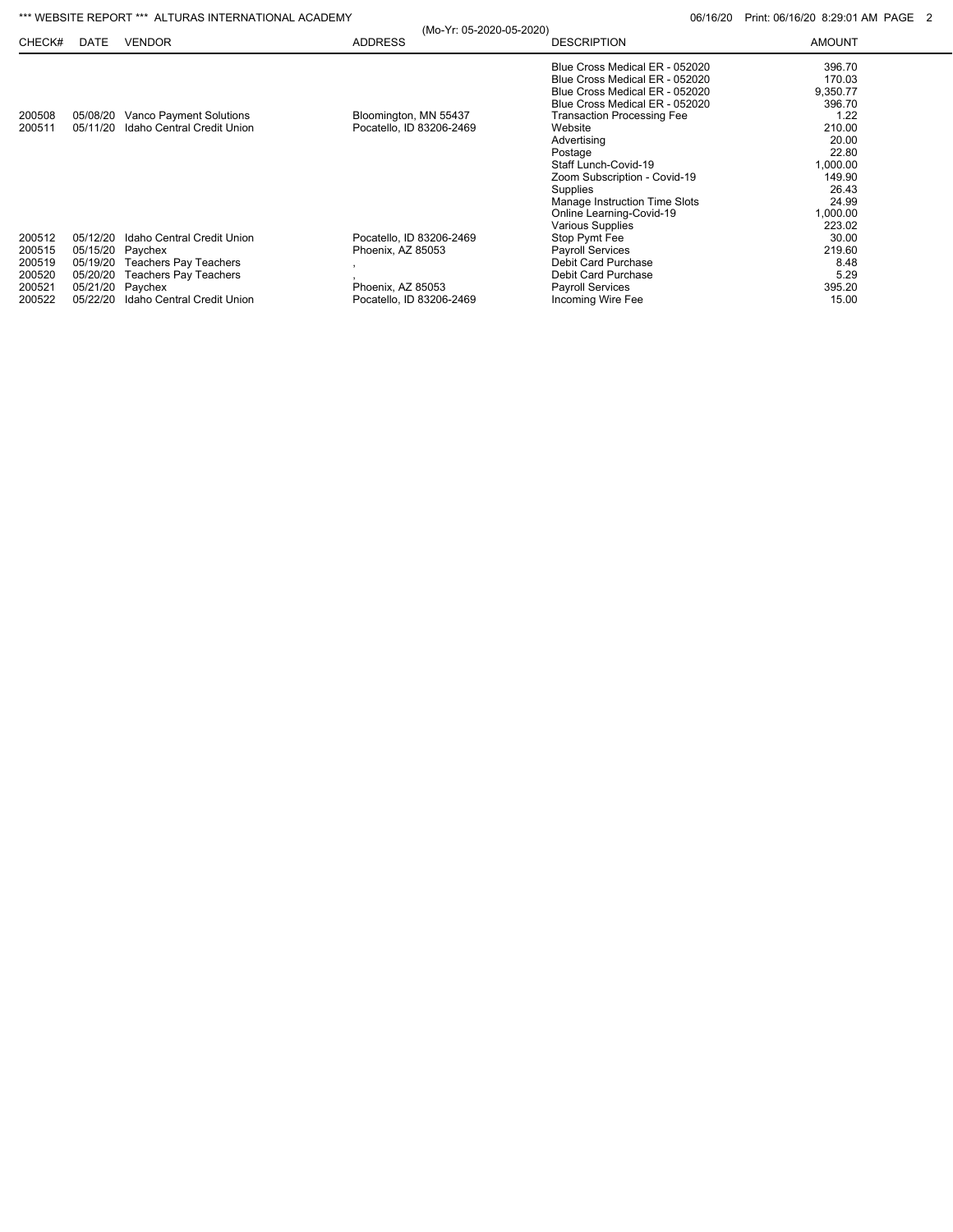| CHECK# | DATE | VENDOR | ADDRESS | DESCRIPTION | AMOUNT |
|---|---|---|---|---|---|
| | | | | Blue Cross Medical ER - 052020 | 396.70 |
| | | | | Blue Cross Medical ER - 052020 | 170.03 |
| | | | | Blue Cross Medical ER - 052020 | 9,350.77 |
| | | | | Blue Cross Medical ER - 052020 | 396.70 |
| 200508 | 05/08/20 | Vanco Payment Solutions | Bloomington, MN 55437 | Transaction Processing Fee | 1.22 |
| 200511 | 05/11/20 | Idaho Central Credit Union | Pocatello, ID 83206-2469 | Website | 210.00 |
| | | | | Advertising | 20.00 |
| | | | | Postage | 22.80 |
| | | | | Staff Lunch-Covid-19 | 1,000.00 |
| | | | | Zoom Subscription - Covid-19 | 149.90 |
| | | | | Supplies | 26.43 |
| | | | | Manage Instruction Time Slots | 24.99 |
| | | | | Online Learning-Covid-19 | 1,000.00 |
| | | | | Various Supplies | 223.02 |
| 200512 | 05/12/20 | Idaho Central Credit Union | Pocatello, ID 83206-2469 | Stop Pymt Fee | 30.00 |
| 200515 | 05/15/20 | Paychex | Phoenix, AZ 85053 | Payroll Services | 219.60 |
| 200519 | 05/19/20 | Teachers Pay Teachers | , | Debit Card Purchase | 8.48 |
| 200520 | 05/20/20 | Teachers Pay Teachers | , | Debit Card Purchase | 5.29 |
| 200521 | 05/21/20 | Paychex | Phoenix, AZ 85053 | Payroll Services | 395.20 |
| 200522 | 05/22/20 | Idaho Central Credit Union | Pocatello, ID 83206-2469 | Incoming Wire Fee | 15.00 |